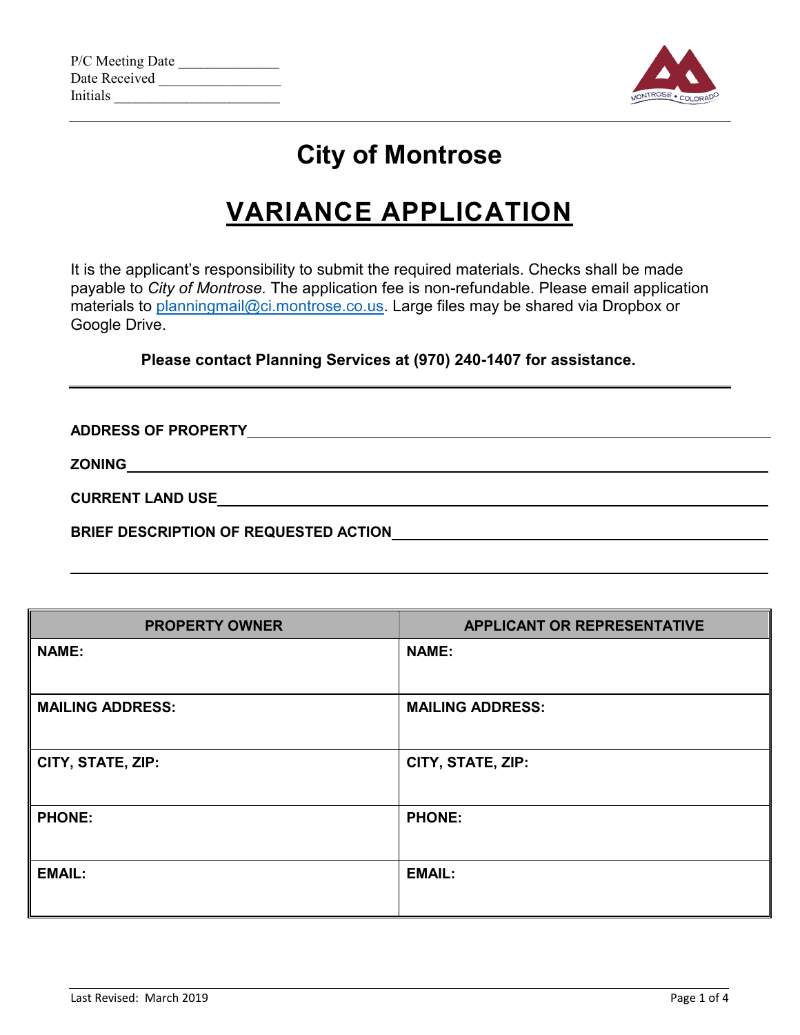P/C Meeting Date ______________
Date Received _________________
Initials _______________________

# City of Montrose

## VARIANCE APPLICATION

It is the applicant's responsibility to submit the required materials. Checks shall be made payable to *City of Montrose.* The application fee is non-refundable. Please email application materials to planningmail@ci.montrose.co.us. Large files may be shared via Dropbox or Google Drive.

**Please contact Planning Services at (970) 240-1407 for assistance.**

**ADDRESS OF PROPERTY**___________________________________________

**ZONING**___________________________________________

**CURRENT LAND USE**___________________________________________

**BRIEF DESCRIPTION OF REQUESTED ACTION**___________________________________________

___________________________________________

| PROPERTY OWNER | APPLICANT OR REPRESENTATIVE |
|---|---|
| **NAME:** | **NAME:** |
| **MAILING ADDRESS:** | **MAILING ADDRESS:** |
| **CITY, STATE, ZIP:** | **CITY, STATE, ZIP:** |
| **PHONE:** | **PHONE:** |
| **EMAIL:** | **EMAIL:** |

Last Revised: March 2019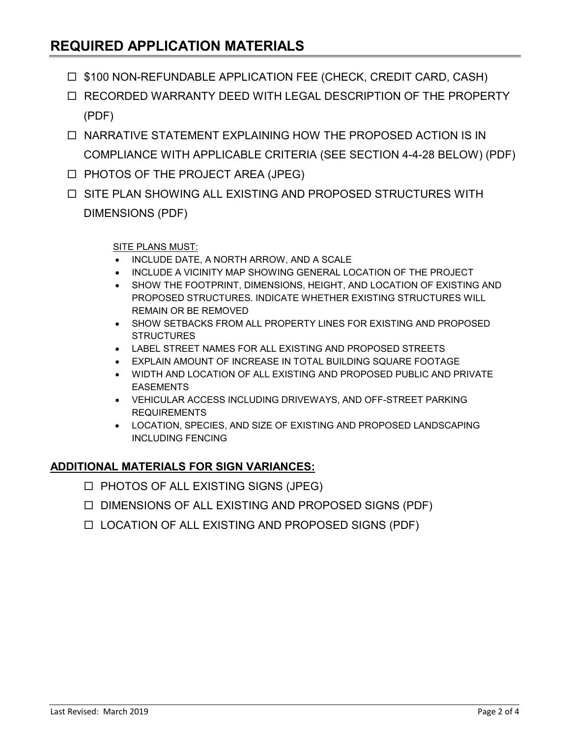## REQUIRED APPLICATION MATERIALS

- ☐ $100 NON-REFUNDABLE APPLICATION FEE (CHECK, CREDIT CARD, CASH)
- ☐ RECORDED WARRANTY DEED WITH LEGAL DESCRIPTION OF THE PROPERTY (PDF)
- ☐ NARRATIVE STATEMENT EXPLAINING HOW THE PROPOSED ACTION IS IN COMPLIANCE WITH APPLICABLE CRITERIA (SEE SECTION 4-4-28 BELOW) (PDF)
- ☐ PHOTOS OF THE PROJECT AREA (JPEG)
- ☐ SITE PLAN SHOWING ALL EXISTING AND PROPOSED STRUCTURES WITH DIMENSIONS (PDF)

SITE PLANS MUST:

- INCLUDE DATE, A NORTH ARROW, AND A SCALE
- INCLUDE A VICINITY MAP SHOWING GENERAL LOCATION OF THE PROJECT
- SHOW THE FOOTPRINT, DIMENSIONS, HEIGHT, AND LOCATION OF EXISTING AND PROPOSED STRUCTURES. INDICATE WHETHER EXISTING STRUCTURES WILL REMAIN OR BE REMOVED
- SHOW SETBACKS FROM ALL PROPERTY LINES FOR EXISTING AND PROPOSED STRUCTURES
- LABEL STREET NAMES FOR ALL EXISTING AND PROPOSED STREETS
- EXPLAIN AMOUNT OF INCREASE IN TOTAL BUILDING SQUARE FOOTAGE
- WIDTH AND LOCATION OF ALL EXISTING AND PROPOSED PUBLIC AND PRIVATE EASEMENTS
- VEHICULAR ACCESS INCLUDING DRIVEWAYS, AND OFF-STREET PARKING REQUIREMENTS
- LOCATION, SPECIES, AND SIZE OF EXISTING AND PROPOSED LANDSCAPING INCLUDING FENCING

**ADDITIONAL MATERIALS FOR SIGN VARIANCES:**

- ☐ PHOTOS OF ALL EXISTING SIGNS (JPEG)
- ☐ DIMENSIONS OF ALL EXISTING AND PROPOSED SIGNS (PDF)
- ☐ LOCATION OF ALL EXISTING AND PROPOSED SIGNS (PDF)

Last Revised: March 2019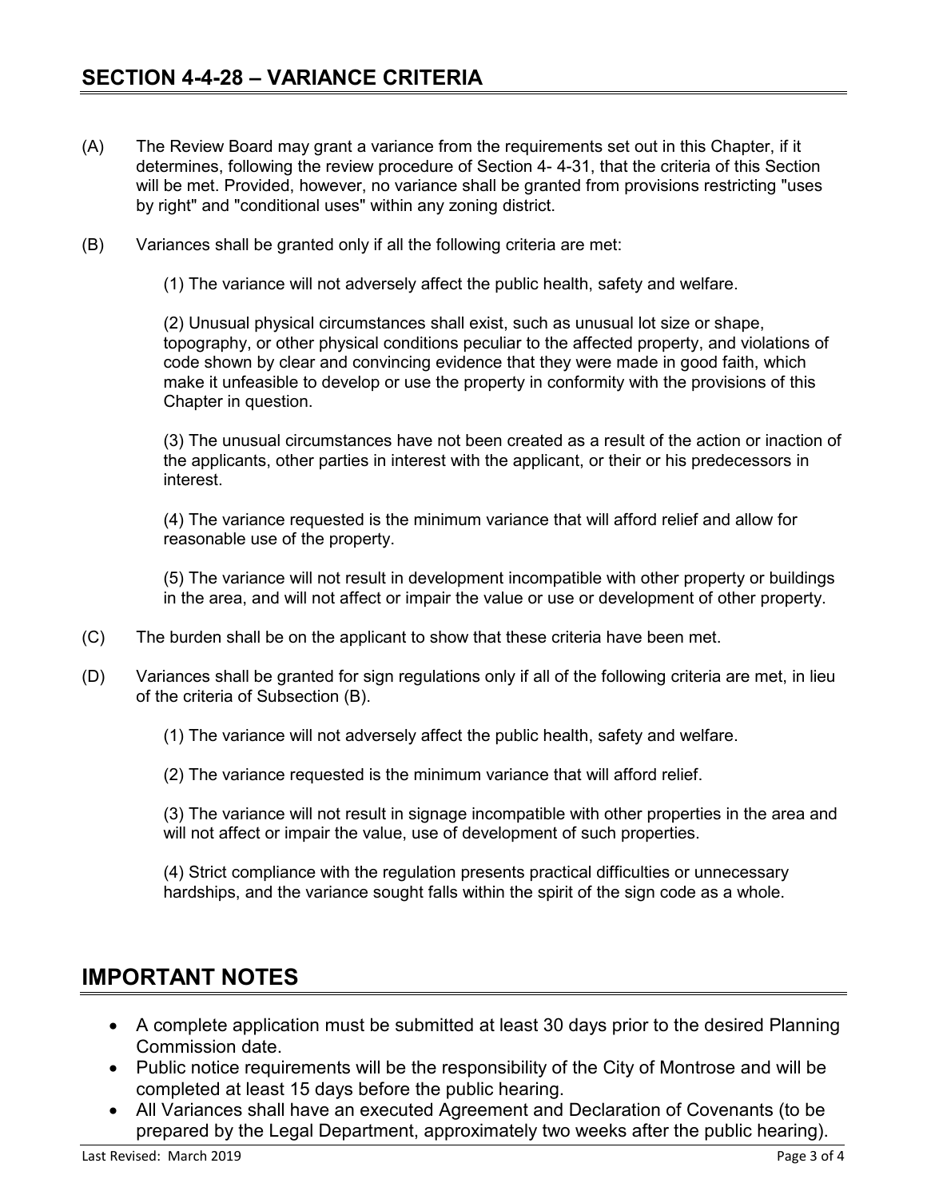## SECTION 4-4-28 – VARIANCE CRITERIA

(A) The Review Board may grant a variance from the requirements set out in this Chapter, if it determines, following the review procedure of Section 4- 4-31, that the criteria of this Section will be met. Provided, however, no variance shall be granted from provisions restricting "uses by right" and "conditional uses" within any zoning district.

(B) Variances shall be granted only if all the following criteria are met:

(1) The variance will not adversely affect the public health, safety and welfare.

(2) Unusual physical circumstances shall exist, such as unusual lot size or shape, topography, or other physical conditions peculiar to the affected property, and violations of code shown by clear and convincing evidence that they were made in good faith, which make it unfeasible to develop or use the property in conformity with the provisions of this Chapter in question.

(3) The unusual circumstances have not been created as a result of the action or inaction of the applicants, other parties in interest with the applicant, or their or his predecessors in interest.

(4) The variance requested is the minimum variance that will afford relief and allow for reasonable use of the property.

(5) The variance will not result in development incompatible with other property or buildings in the area, and will not affect or impair the value or use or development of other property.

(C) The burden shall be on the applicant to show that these criteria have been met.

(D) Variances shall be granted for sign regulations only if all of the following criteria are met, in lieu of the criteria of Subsection (B).

(1) The variance will not adversely affect the public health, safety and welfare.

(2) The variance requested is the minimum variance that will afford relief.

(3) The variance will not result in signage incompatible with other properties in the area and will not affect or impair the value, use of development of such properties.

(4) Strict compliance with the regulation presents practical difficulties or unnecessary hardships, and the variance sought falls within the spirit of the sign code as a whole.

## IMPORTANT NOTES

- A complete application must be submitted at least 30 days prior to the desired Planning Commission date.
- Public notice requirements will be the responsibility of the City of Montrose and will be completed at least 15 days before the public hearing.
- All Variances shall have an executed Agreement and Declaration of Covenants (to be prepared by the Legal Department, approximately two weeks after the public hearing).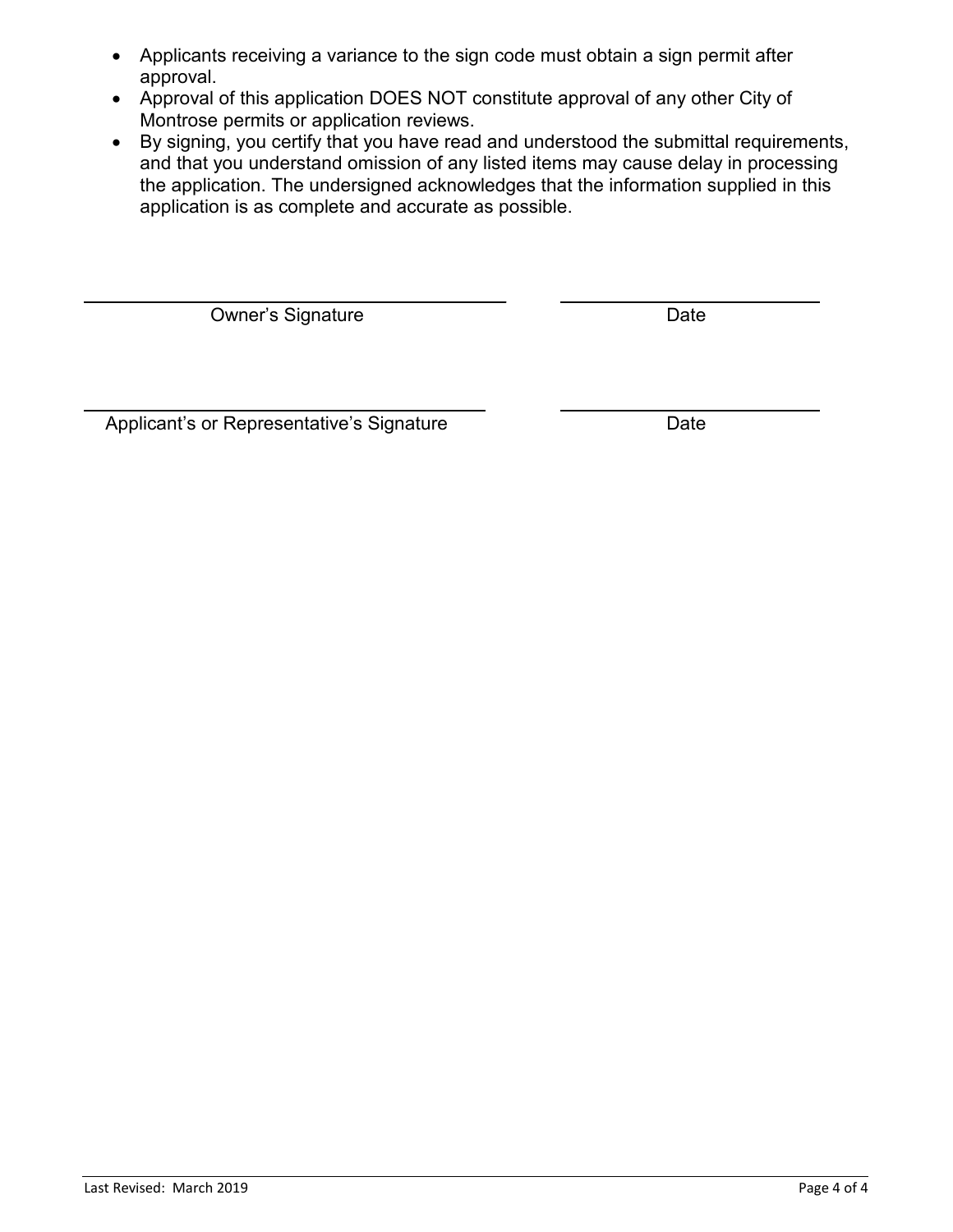- Applicants receiving a variance to the sign code must obtain a sign permit after approval.
- Approval of this application DOES NOT constitute approval of any other City of Montrose permits or application reviews.
- By signing, you certify that you have read and understood the submittal requirements, and that you understand omission of any listed items may cause delay in processing the application. The undersigned acknowledges that the information supplied in this application is as complete and accurate as possible.

\_\_\_\_\_\_\_\_\_\_\_\_\_\_\_\_\_\_\_\_\_\_\_\_\_\_\_\_\_\_\_\_\_\_\_\_ \_\_\_\_\_\_\_\_\_\_\_\_\_\_\_\_\_\_\_\_\_\_

Owner's Signature Date

\_\_\_\_\_\_\_\_\_\_\_\_\_\_\_\_\_\_\_\_\_\_\_\_\_\_\_\_\_\_\_\_\_\_\_\_ \_\_\_\_\_\_\_\_\_\_\_\_\_\_\_\_\_\_\_\_\_\_

Applicant's or Representative's Signature Date

Last Revised: March 2019